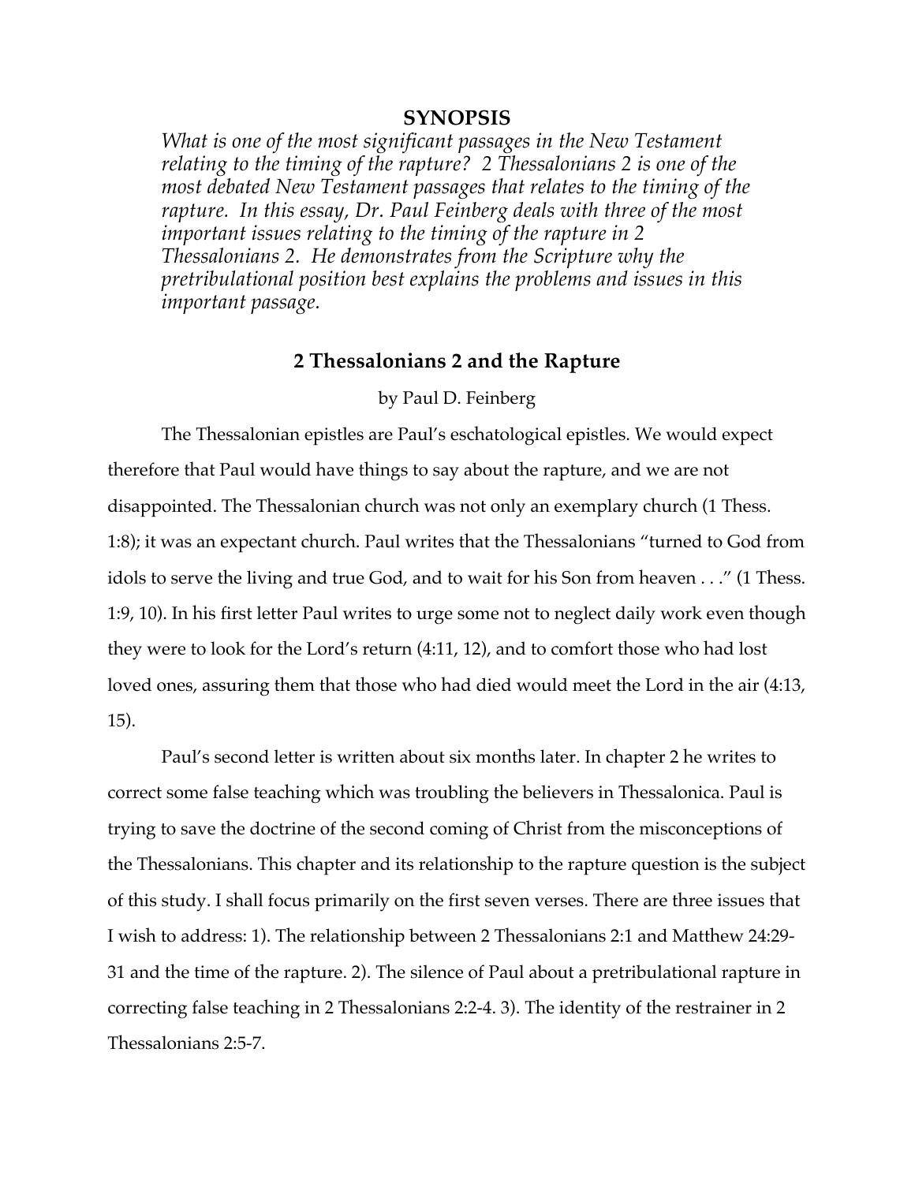## SYNOPSIS

*What is one of the most significant passages in the New Testament relating to the timing of the rapture? 2 Thessalonians 2 is one of the most debated New Testament passages that relates to the timing of the rapture. In this essay, Dr. Paul Feinberg deals with three of the most important issues relating to the timing of the rapture in 2 Thessalonians 2. He demonstrates from the Scripture why the pretribulational position best explains the problems and issues in this important passage.*

# 2 Thessalonians 2 and the Rapture

by Paul D. Feinberg

The Thessalonian epistles are Paul's eschatological epistles. We would expect therefore that Paul would have things to say about the rapture, and we are not disappointed. The Thessalonian church was not only an exemplary church (1 Thess. 1:8); it was an expectant church. Paul writes that the Thessalonians "turned to God from idols to serve the living and true God, and to wait for his Son from heaven . . ." (1 Thess. 1:9, 10). In his first letter Paul writes to urge some not to neglect daily work even though they were to look for the Lord's return (4:11, 12), and to comfort those who had lost loved ones, assuring them that those who had died would meet the Lord in the air (4:13, 15).

Paul's second letter is written about six months later. In chapter 2 he writes to correct some false teaching which was troubling the believers in Thessalonica. Paul is trying to save the doctrine of the second coming of Christ from the misconceptions of the Thessalonians. This chapter and its relationship to the rapture question is the subject of this study. I shall focus primarily on the first seven verses. There are three issues that I wish to address: 1). The relationship between 2 Thessalonians 2:1 and Matthew 24:29-31 and the time of the rapture. 2). The silence of Paul about a pretribulational rapture in correcting false teaching in 2 Thessalonians 2:2-4. 3). The identity of the restrainer in 2 Thessalonians 2:5-7.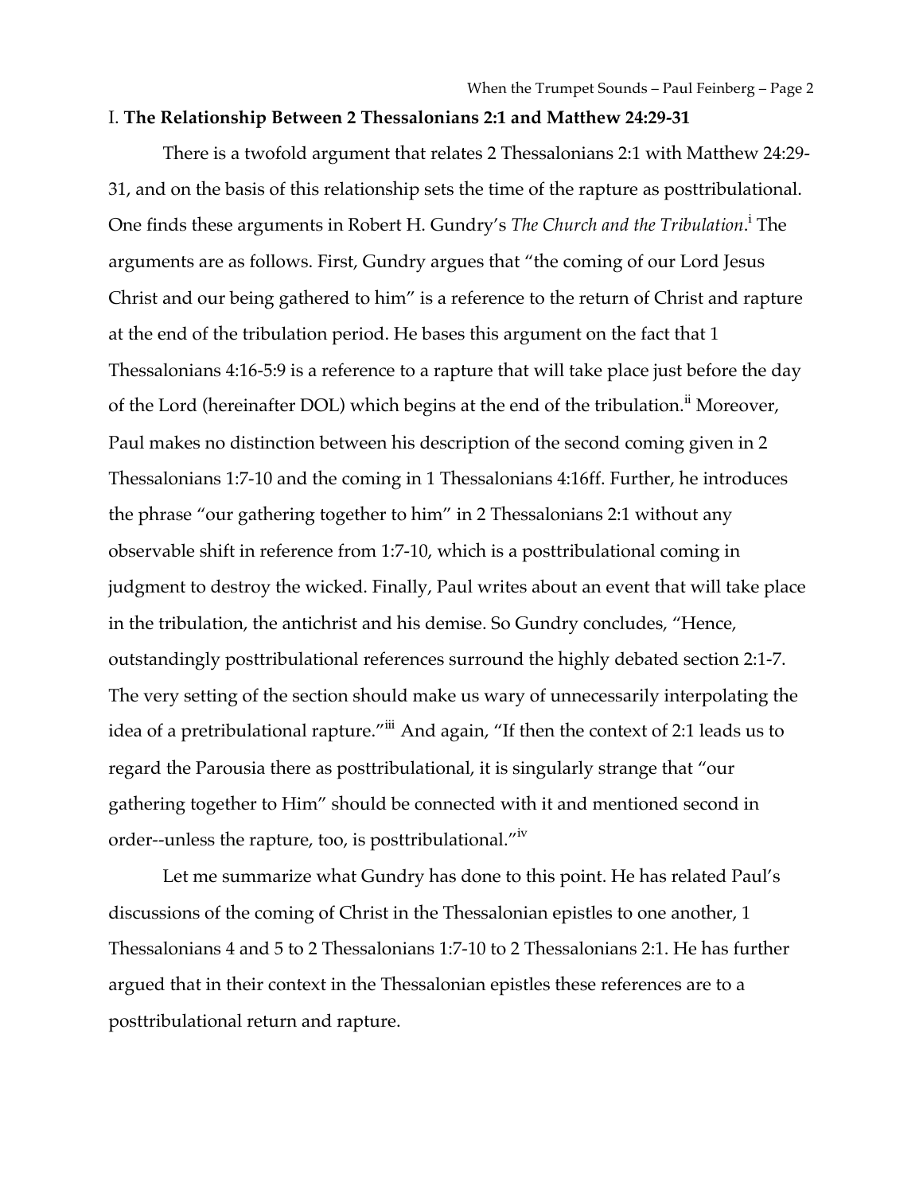## I. **The Relationship Between 2 Thessalonians 2:1 and Matthew 24:29-31**

There is a twofold argument that relates 2 Thessalonians 2:1 with Matthew 24:29-31, and on the basis of this relationship sets the time of the rapture as posttribulational. One finds these arguments in Robert H. Gundry's *The Church and the Tribulation*.[i] The arguments are as follows. First, Gundry argues that "the coming of our Lord Jesus Christ and our being gathered to him" is a reference to the return of Christ and rapture at the end of the tribulation period. He bases this argument on the fact that 1 Thessalonians 4:16-5:9 is a reference to a rapture that will take place just before the day of the Lord (hereinafter DOL) which begins at the end of the tribulation.[ii] Moreover, Paul makes no distinction between his description of the second coming given in 2 Thessalonians 1:7-10 and the coming in 1 Thessalonians 4:16ff. Further, he introduces the phrase "our gathering together to him" in 2 Thessalonians 2:1 without any observable shift in reference from 1:7-10, which is a posttribulational coming in judgment to destroy the wicked. Finally, Paul writes about an event that will take place in the tribulation, the antichrist and his demise. So Gundry concludes, "Hence, outstandingly posttribulational references surround the highly debated section 2:1-7. The very setting of the section should make us wary of unnecessarily interpolating the idea of a pretribulational rapture."[iii] And again, "If then the context of 2:1 leads us to regard the Parousia there as posttribulational, it is singularly strange that "our gathering together to Him" should be connected with it and mentioned second in order--unless the rapture, too, is posttribulational."[iv]

Let me summarize what Gundry has done to this point. He has related Paul's discussions of the coming of Christ in the Thessalonian epistles to one another, 1 Thessalonians 4 and 5 to 2 Thessalonians 1:7-10 to 2 Thessalonians 2:1. He has further argued that in their context in the Thessalonian epistles these references are to a posttribulational return and rapture.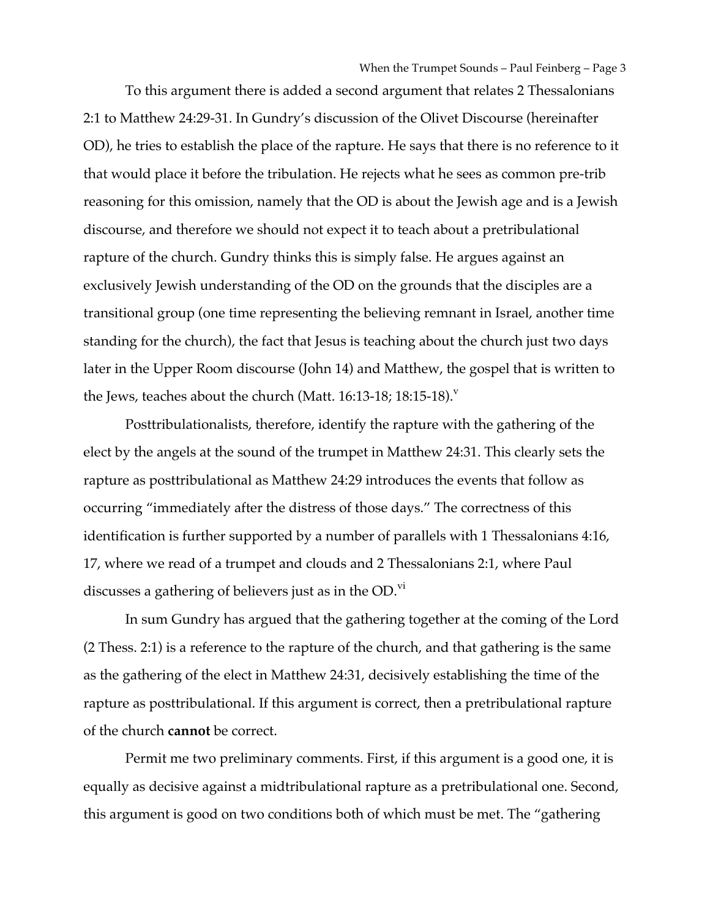To this argument there is added a second argument that relates 2 Thessalonians 2:1 to Matthew 24:29-31. In Gundry's discussion of the Olivet Discourse (hereinafter OD), he tries to establish the place of the rapture. He says that there is no reference to it that would place it before the tribulation. He rejects what he sees as common pre-trib reasoning for this omission, namely that the OD is about the Jewish age and is a Jewish discourse, and therefore we should not expect it to teach about a pretribulational rapture of the church. Gundry thinks this is simply false. He argues against an exclusively Jewish understanding of the OD on the grounds that the disciples are a transitional group (one time representing the believing remnant in Israel, another time standing for the church), the fact that Jesus is teaching about the church just two days later in the Upper Room discourse (John 14) and Matthew, the gospel that is written to the Jews, teaches about the church (Matt. 16:13-18; 18:15-18).[v]

Posttribulationalists, therefore, identify the rapture with the gathering of the elect by the angels at the sound of the trumpet in Matthew 24:31. This clearly sets the rapture as posttribulational as Matthew 24:29 introduces the events that follow as occurring "immediately after the distress of those days." The correctness of this identification is further supported by a number of parallels with 1 Thessalonians 4:16, 17, where we read of a trumpet and clouds and 2 Thessalonians 2:1, where Paul discusses a gathering of believers just as in the OD.[vi]

In sum Gundry has argued that the gathering together at the coming of the Lord (2 Thess. 2:1) is a reference to the rapture of the church, and that gathering is the same as the gathering of the elect in Matthew 24:31, decisively establishing the time of the rapture as posttribulational. If this argument is correct, then a pretribulational rapture of the church **cannot** be correct.

Permit me two preliminary comments. First, if this argument is a good one, it is equally as decisive against a midtribulational rapture as a pretribulational one. Second, this argument is good on two conditions both of which must be met. The "gathering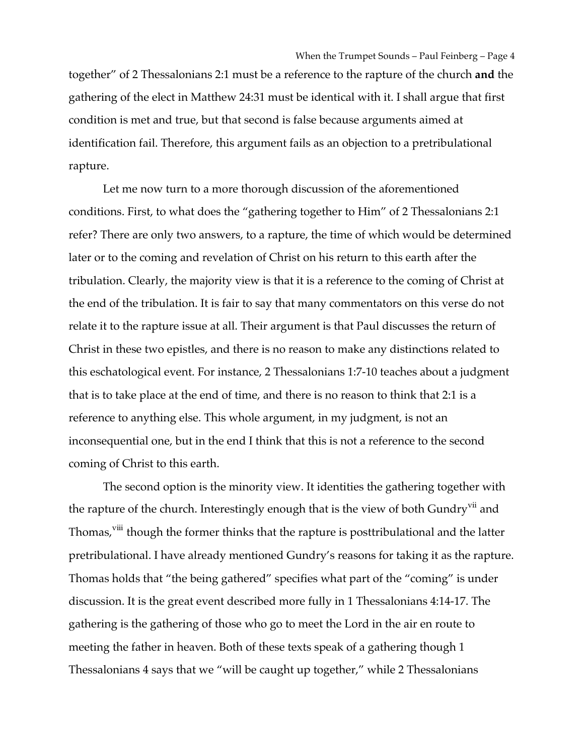together" of 2 Thessalonians 2:1 must be a reference to the rapture of the church **and** the gathering of the elect in Matthew 24:31 must be identical with it. I shall argue that first condition is met and true, but that second is false because arguments aimed at identification fail. Therefore, this argument fails as an objection to a pretribulational rapture.

Let me now turn to a more thorough discussion of the aforementioned conditions. First, to what does the "gathering together to Him" of 2 Thessalonians 2:1 refer? There are only two answers, to a rapture, the time of which would be determined later or to the coming and revelation of Christ on his return to this earth after the tribulation. Clearly, the majority view is that it is a reference to the coming of Christ at the end of the tribulation. It is fair to say that many commentators on this verse do not relate it to the rapture issue at all. Their argument is that Paul discusses the return of Christ in these two epistles, and there is no reason to make any distinctions related to this eschatological event. For instance, 2 Thessalonians 1:7-10 teaches about a judgment that is to take place at the end of time, and there is no reason to think that 2:1 is a reference to anything else. This whole argument, in my judgment, is not an inconsequential one, but in the end I think that this is not a reference to the second coming of Christ to this earth.

The second option is the minority view. It identities the gathering together with the rapture of the church. Interestingly enough that is the view of both Gundry[vii] and Thomas,[viii] though the former thinks that the rapture is posttribulational and the latter pretribulational. I have already mentioned Gundry's reasons for taking it as the rapture. Thomas holds that "the being gathered" specifies what part of the "coming" is under discussion. It is the great event described more fully in 1 Thessalonians 4:14-17. The gathering is the gathering of those who go to meet the Lord in the air en route to meeting the father in heaven. Both of these texts speak of a gathering though 1 Thessalonians 4 says that we "will be caught up together," while 2 Thessalonians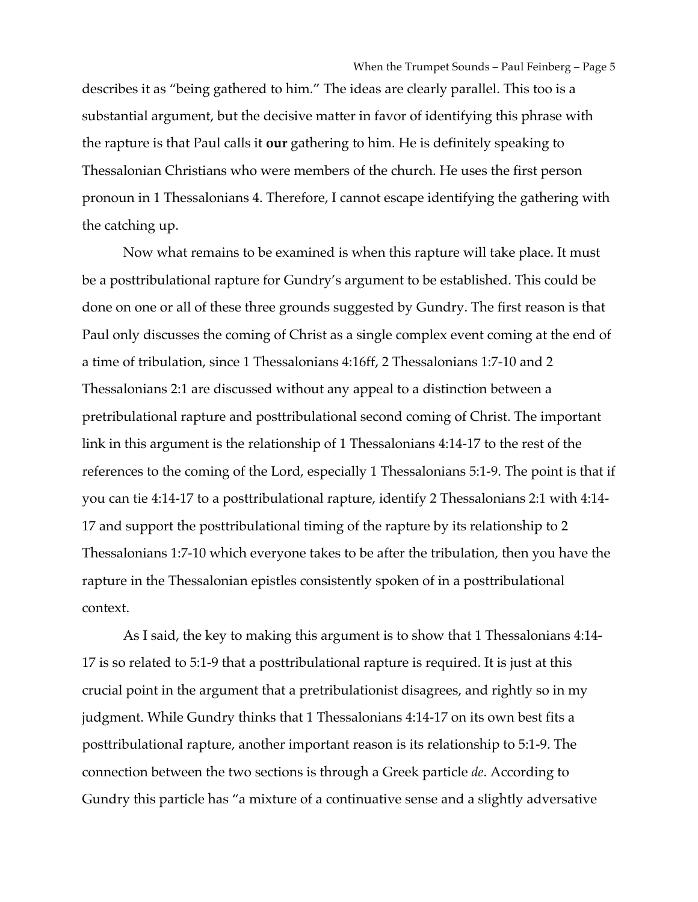describes it as "being gathered to him." The ideas are clearly parallel. This too is a substantial argument, but the decisive matter in favor of identifying this phrase with the rapture is that Paul calls it **our** gathering to him. He is definitely speaking to Thessalonian Christians who were members of the church. He uses the first person pronoun in 1 Thessalonians 4. Therefore, I cannot escape identifying the gathering with the catching up.

Now what remains to be examined is when this rapture will take place. It must be a posttribulational rapture for Gundry's argument to be established. This could be done on one or all of these three grounds suggested by Gundry. The first reason is that Paul only discusses the coming of Christ as a single complex event coming at the end of a time of tribulation, since 1 Thessalonians 4:16ff, 2 Thessalonians 1:7-10 and 2 Thessalonians 2:1 are discussed without any appeal to a distinction between a pretribulational rapture and posttribulational second coming of Christ. The important link in this argument is the relationship of 1 Thessalonians 4:14-17 to the rest of the references to the coming of the Lord, especially 1 Thessalonians 5:1-9. The point is that if you can tie 4:14-17 to a posttribulational rapture, identify 2 Thessalonians 2:1 with 4:14-17 and support the posttribulational timing of the rapture by its relationship to 2 Thessalonians 1:7-10 which everyone takes to be after the tribulation, then you have the rapture in the Thessalonian epistles consistently spoken of in a posttribulational context.

As I said, the key to making this argument is to show that 1 Thessalonians 4:14-17 is so related to 5:1-9 that a posttribulational rapture is required. It is just at this crucial point in the argument that a pretribulationist disagrees, and rightly so in my judgment. While Gundry thinks that 1 Thessalonians 4:14-17 on its own best fits a posttribulational rapture, another important reason is its relationship to 5:1-9. The connection between the two sections is through a Greek particle *de*. According to Gundry this particle has "a mixture of a continuative sense and a slightly adversative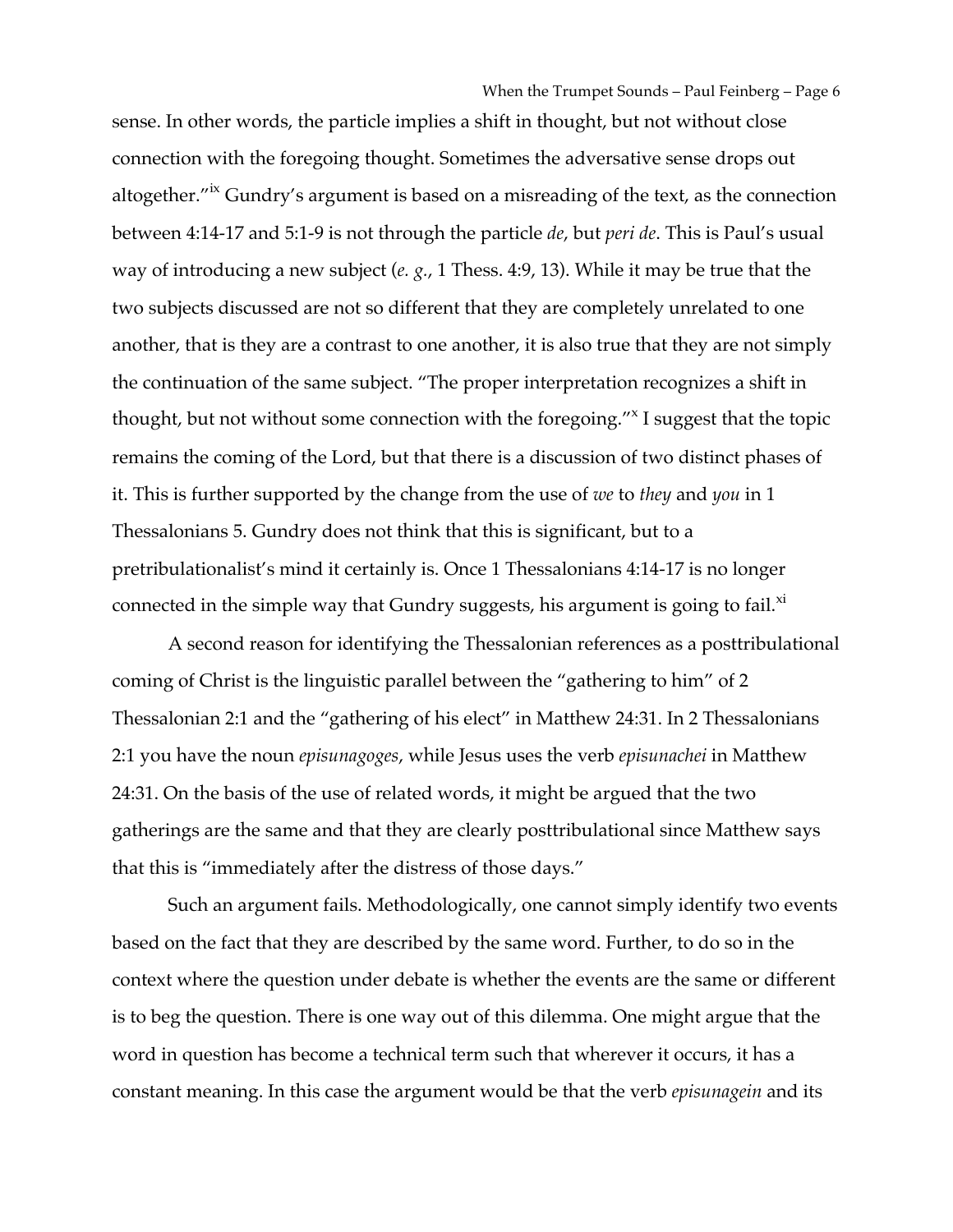sense. In other words, the particle implies a shift in thought, but not without close connection with the foregoing thought. Sometimes the adversative sense drops out altogether."[ix] Gundry's argument is based on a misreading of the text, as the connection between 4:14-17 and 5:1-9 is not through the particle *de*, but *peri de*. This is Paul's usual way of introducing a new subject (*e. g.*, 1 Thess. 4:9, 13). While it may be true that the two subjects discussed are not so different that they are completely unrelated to one another, that is they are a contrast to one another, it is also true that they are not simply the continuation of the same subject. "The proper interpretation recognizes a shift in thought, but not without some connection with the foregoing."[x] I suggest that the topic remains the coming of the Lord, but that there is a discussion of two distinct phases of it. This is further supported by the change from the use of *we* to *they* and *you* in 1 Thessalonians 5. Gundry does not think that this is significant, but to a pretribulationalist's mind it certainly is. Once 1 Thessalonians 4:14-17 is no longer connected in the simple way that Gundry suggests, his argument is going to fail.[xi]

A second reason for identifying the Thessalonian references as a posttribulational coming of Christ is the linguistic parallel between the "gathering to him" of 2 Thessalonian 2:1 and the "gathering of his elect" in Matthew 24:31. In 2 Thessalonians 2:1 you have the noun *episunagoges*, while Jesus uses the verb *episunachei* in Matthew 24:31. On the basis of the use of related words, it might be argued that the two gatherings are the same and that they are clearly posttribulational since Matthew says that this is "immediately after the distress of those days."

Such an argument fails. Methodologically, one cannot simply identify two events based on the fact that they are described by the same word. Further, to do so in the context where the question under debate is whether the events are the same or different is to beg the question. There is one way out of this dilemma. One might argue that the word in question has become a technical term such that wherever it occurs, it has a constant meaning. In this case the argument would be that the verb *episunagein* and its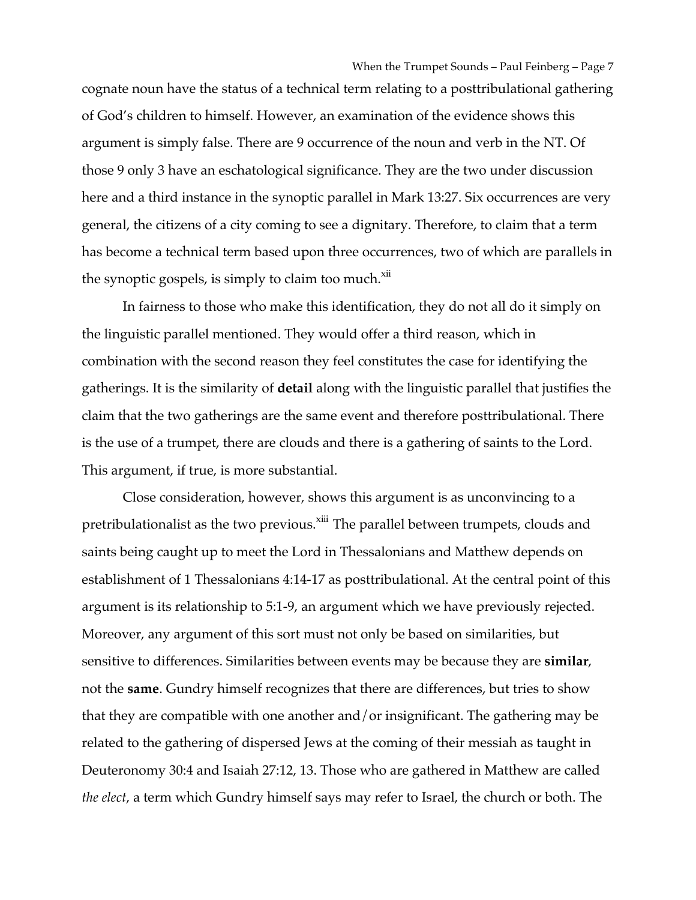cognate noun have the status of a technical term relating to a posttribulational gathering of God's children to himself. However, an examination of the evidence shows this argument is simply false. There are 9 occurrence of the noun and verb in the NT. Of those 9 only 3 have an eschatological significance. They are the two under discussion here and a third instance in the synoptic parallel in Mark 13:27. Six occurrences are very general, the citizens of a city coming to see a dignitary. Therefore, to claim that a term has become a technical term based upon three occurrences, two of which are parallels in the synoptic gospels, is simply to claim too much.[xii]

In fairness to those who make this identification, they do not all do it simply on the linguistic parallel mentioned. They would offer a third reason, which in combination with the second reason they feel constitutes the case for identifying the gatherings. It is the similarity of **detail** along with the linguistic parallel that justifies the claim that the two gatherings are the same event and therefore posttribulational. There is the use of a trumpet, there are clouds and there is a gathering of saints to the Lord. This argument, if true, is more substantial.

Close consideration, however, shows this argument is as unconvincing to a pretribulationalist as the two previous.[xiii] The parallel between trumpets, clouds and saints being caught up to meet the Lord in Thessalonians and Matthew depends on establishment of 1 Thessalonians 4:14-17 as posttribulational. At the central point of this argument is its relationship to 5:1-9, an argument which we have previously rejected. Moreover, any argument of this sort must not only be based on similarities, but sensitive to differences. Similarities between events may be because they are **similar**, not the **same**. Gundry himself recognizes that there are differences, but tries to show that they are compatible with one another and/or insignificant. The gathering may be related to the gathering of dispersed Jews at the coming of their messiah as taught in Deuteronomy 30:4 and Isaiah 27:12, 13. Those who are gathered in Matthew are called *the elect*, a term which Gundry himself says may refer to Israel, the church or both. The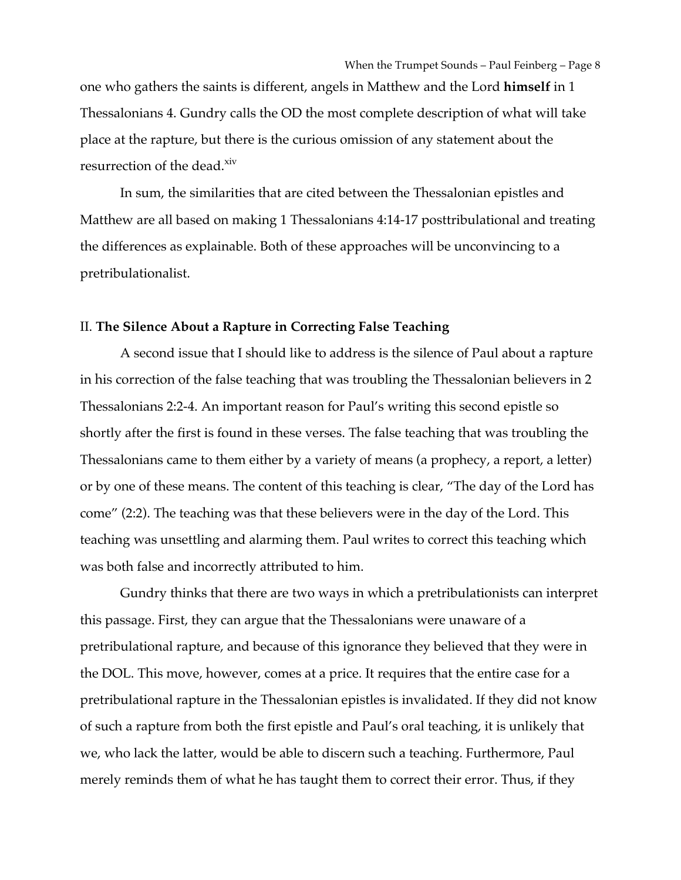one who gathers the saints is different, angels in Matthew and the Lord **himself** in 1 Thessalonians 4. Gundry calls the OD the most complete description of what will take place at the rapture, but there is the curious omission of any statement about the resurrection of the dead.[xiv]

In sum, the similarities that are cited between the Thessalonian epistles and Matthew are all based on making 1 Thessalonians 4:14-17 posttribulational and treating the differences as explainable. Both of these approaches will be unconvincing to a pretribulationalist.

## II. **The Silence About a Rapture in Correcting False Teaching**

A second issue that I should like to address is the silence of Paul about a rapture in his correction of the false teaching that was troubling the Thessalonian believers in 2 Thessalonians 2:2-4. An important reason for Paul's writing this second epistle so shortly after the first is found in these verses. The false teaching that was troubling the Thessalonians came to them either by a variety of means (a prophecy, a report, a letter) or by one of these means. The content of this teaching is clear, "The day of the Lord has come" (2:2). The teaching was that these believers were in the day of the Lord. This teaching was unsettling and alarming them. Paul writes to correct this teaching which was both false and incorrectly attributed to him.

Gundry thinks that there are two ways in which a pretribulationists can interpret this passage. First, they can argue that the Thessalonians were unaware of a pretribulational rapture, and because of this ignorance they believed that they were in the DOL. This move, however, comes at a price. It requires that the entire case for a pretribulational rapture in the Thessalonian epistles is invalidated. If they did not know of such a rapture from both the first epistle and Paul's oral teaching, it is unlikely that we, who lack the latter, would be able to discern such a teaching. Furthermore, Paul merely reminds them of what he has taught them to correct their error. Thus, if they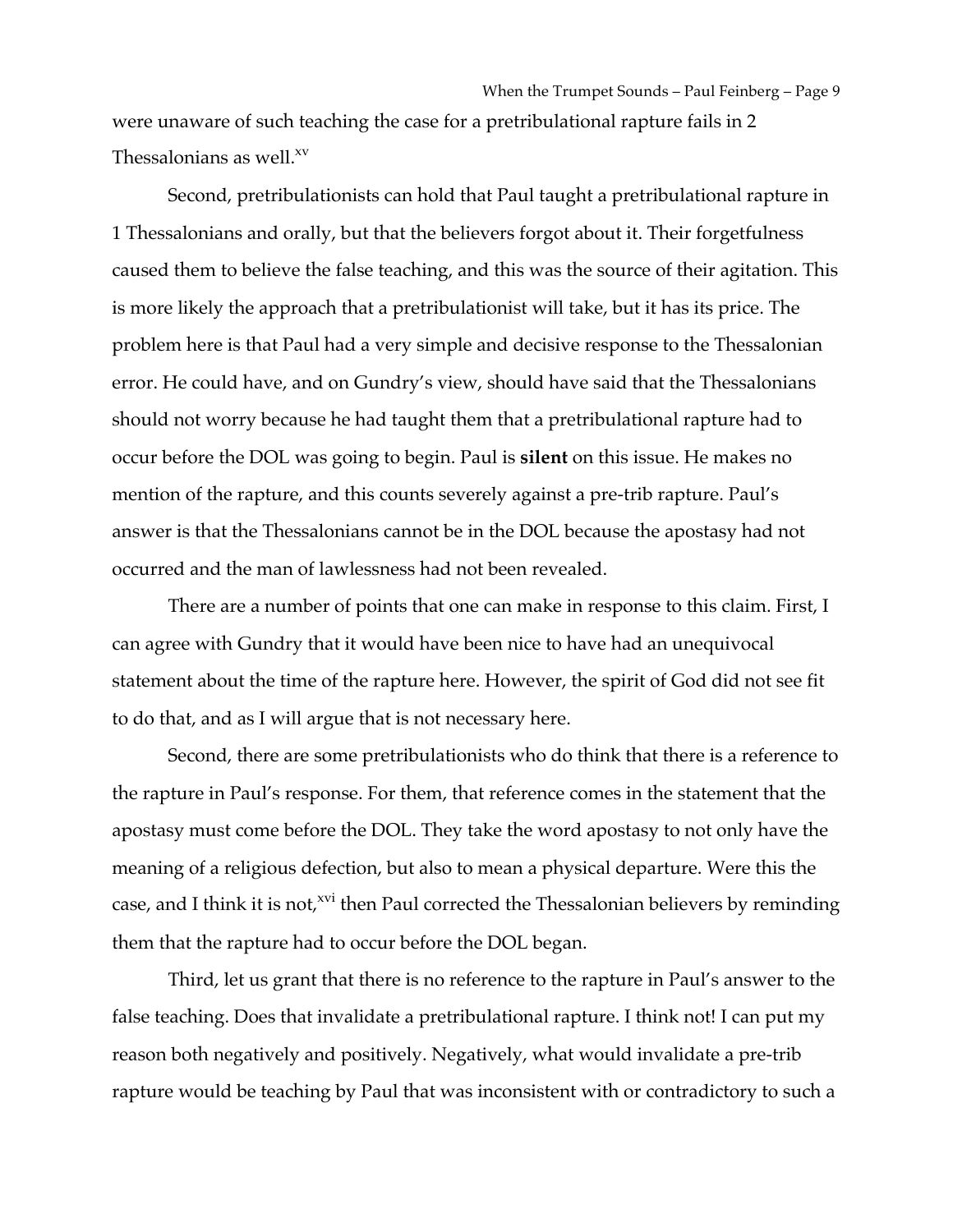were unaware of such teaching the case for a pretribulational rapture fails in 2 Thessalonians as well.[xv]

Second, pretribulationists can hold that Paul taught a pretribulational rapture in 1 Thessalonians and orally, but that the believers forgot about it. Their forgetfulness caused them to believe the false teaching, and this was the source of their agitation. This is more likely the approach that a pretribulationist will take, but it has its price. The problem here is that Paul had a very simple and decisive response to the Thessalonian error. He could have, and on Gundry's view, should have said that the Thessalonians should not worry because he had taught them that a pretribulational rapture had to occur before the DOL was going to begin. Paul is **silent** on this issue. He makes no mention of the rapture, and this counts severely against a pre-trib rapture. Paul's answer is that the Thessalonians cannot be in the DOL because the apostasy had not occurred and the man of lawlessness had not been revealed.

There are a number of points that one can make in response to this claim. First, I can agree with Gundry that it would have been nice to have had an unequivocal statement about the time of the rapture here. However, the spirit of God did not see fit to do that, and as I will argue that is not necessary here.

Second, there are some pretribulationists who do think that there is a reference to the rapture in Paul's response. For them, that reference comes in the statement that the apostasy must come before the DOL. They take the word apostasy to not only have the meaning of a religious defection, but also to mean a physical departure. Were this the case, and I think it is not,[xvi] then Paul corrected the Thessalonian believers by reminding them that the rapture had to occur before the DOL began.

Third, let us grant that there is no reference to the rapture in Paul's answer to the false teaching. Does that invalidate a pretribulational rapture. I think not! I can put my reason both negatively and positively. Negatively, what would invalidate a pre-trib rapture would be teaching by Paul that was inconsistent with or contradictory to such a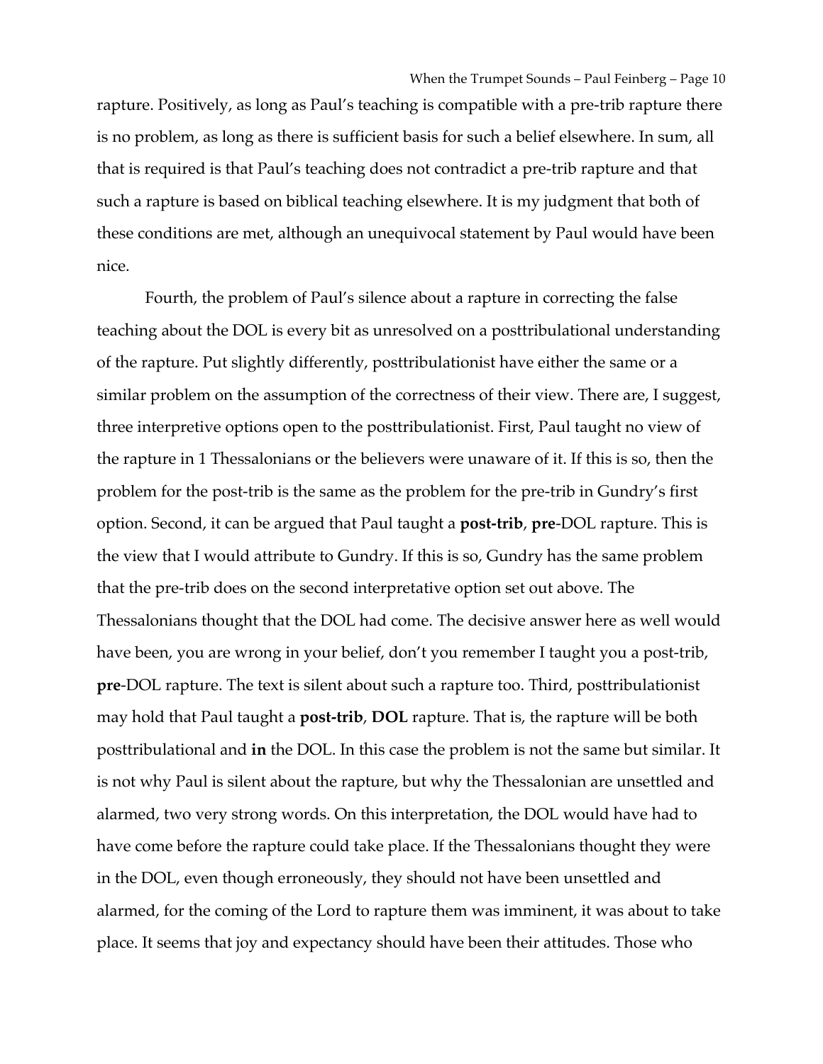rapture. Positively, as long as Paul's teaching is compatible with a pre-trib rapture there is no problem, as long as there is sufficient basis for such a belief elsewhere. In sum, all that is required is that Paul's teaching does not contradict a pre-trib rapture and that such a rapture is based on biblical teaching elsewhere. It is my judgment that both of these conditions are met, although an unequivocal statement by Paul would have been nice.

Fourth, the problem of Paul's silence about a rapture in correcting the false teaching about the DOL is every bit as unresolved on a posttribulational understanding of the rapture. Put slightly differently, posttribulationist have either the same or a similar problem on the assumption of the correctness of their view. There are, I suggest, three interpretive options open to the posttribulationist. First, Paul taught no view of the rapture in 1 Thessalonians or the believers were unaware of it. If this is so, then the problem for the post-trib is the same as the problem for the pre-trib in Gundry's first option. Second, it can be argued that Paul taught a **post-trib**, **pre**-DOL rapture. This is the view that I would attribute to Gundry. If this is so, Gundry has the same problem that the pre-trib does on the second interpretative option set out above. The Thessalonians thought that the DOL had come. The decisive answer here as well would have been, you are wrong in your belief, don't you remember I taught you a post-trib, **pre**-DOL rapture. The text is silent about such a rapture too. Third, posttribulationist may hold that Paul taught a **post-trib**, **DOL** rapture. That is, the rapture will be both posttribulational and **in** the DOL. In this case the problem is not the same but similar. It is not why Paul is silent about the rapture, but why the Thessalonian are unsettled and alarmed, two very strong words. On this interpretation, the DOL would have had to have come before the rapture could take place. If the Thessalonians thought they were in the DOL, even though erroneously, they should not have been unsettled and alarmed, for the coming of the Lord to rapture them was imminent, it was about to take place. It seems that joy and expectancy should have been their attitudes. Those who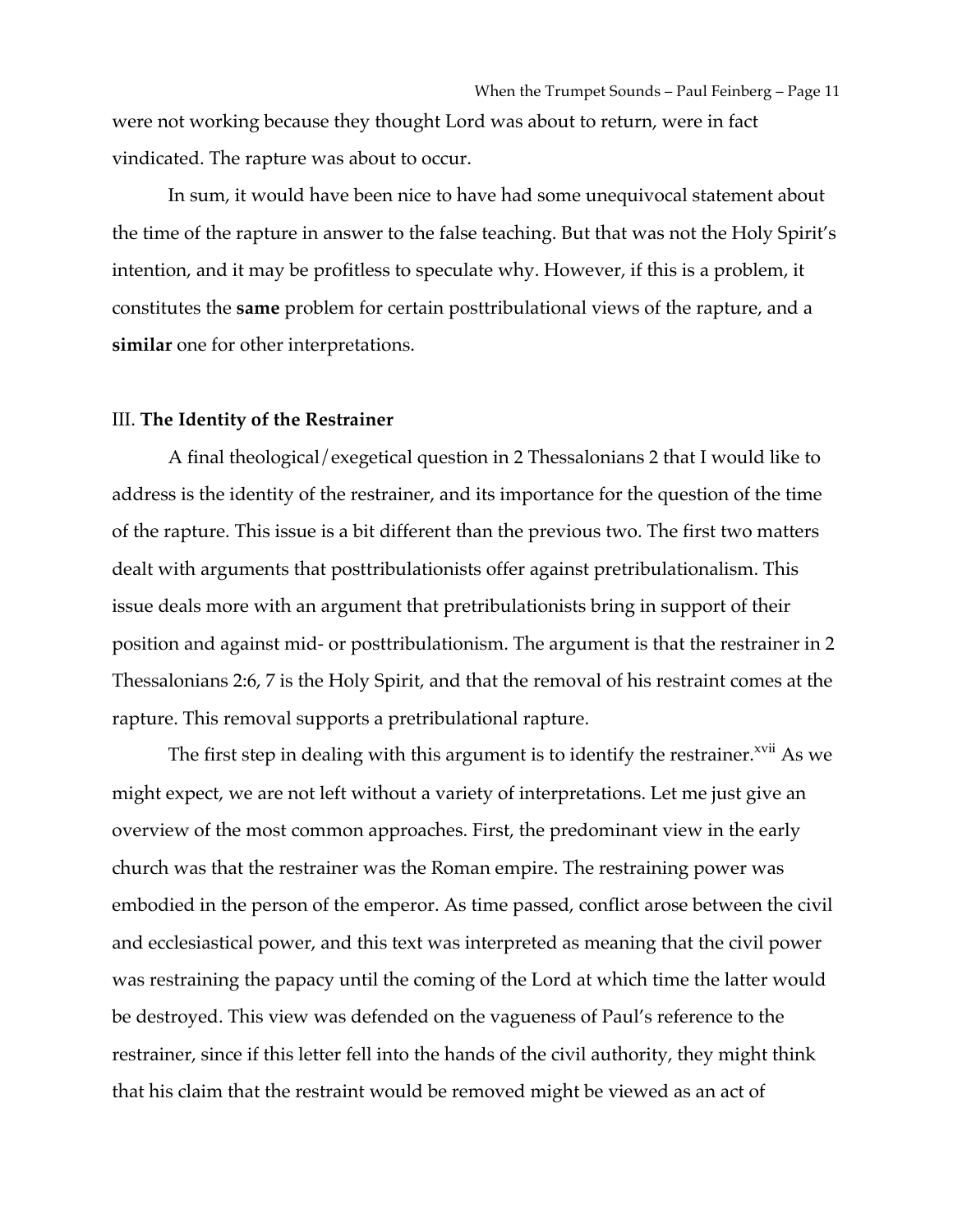were not working because they thought Lord was about to return, were in fact vindicated. The rapture was about to occur.

In sum, it would have been nice to have had some unequivocal statement about the time of the rapture in answer to the false teaching. But that was not the Holy Spirit's intention, and it may be profitless to speculate why. However, if this is a problem, it constitutes the **same** problem for certain posttribulational views of the rapture, and a **similar** one for other interpretations.

## III. **The Identity of the Restrainer**

A final theological/exegetical question in 2 Thessalonians 2 that I would like to address is the identity of the restrainer, and its importance for the question of the time of the rapture. This issue is a bit different than the previous two. The first two matters dealt with arguments that posttribulationists offer against pretribulationalism. This issue deals more with an argument that pretribulationists bring in support of their position and against mid- or posttribulationism. The argument is that the restrainer in 2 Thessalonians 2:6, 7 is the Holy Spirit, and that the removal of his restraint comes at the rapture. This removal supports a pretribulational rapture.

The first step in dealing with this argument is to identify the restrainer.[xvii] As we might expect, we are not left without a variety of interpretations. Let me just give an overview of the most common approaches. First, the predominant view in the early church was that the restrainer was the Roman empire. The restraining power was embodied in the person of the emperor. As time passed, conflict arose between the civil and ecclesiastical power, and this text was interpreted as meaning that the civil power was restraining the papacy until the coming of the Lord at which time the latter would be destroyed. This view was defended on the vagueness of Paul's reference to the restrainer, since if this letter fell into the hands of the civil authority, they might think that his claim that the restraint would be removed might be viewed as an act of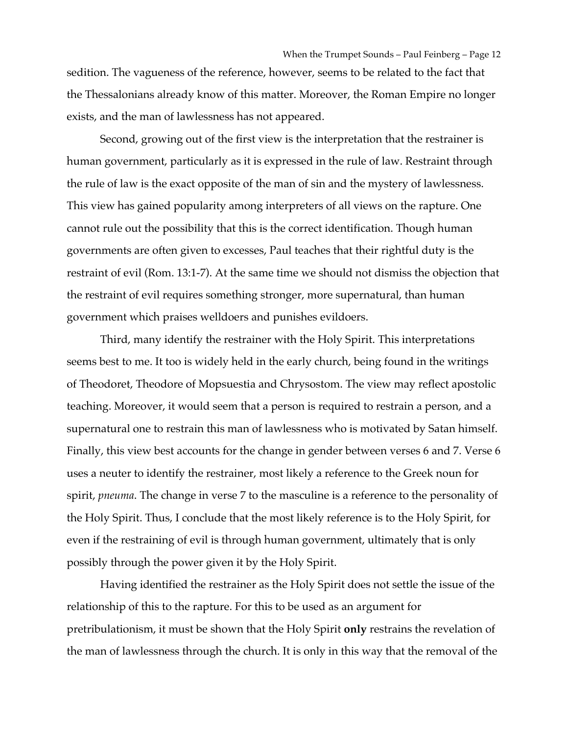sedition. The vagueness of the reference, however, seems to be related to the fact that the Thessalonians already know of this matter. Moreover, the Roman Empire no longer exists, and the man of lawlessness has not appeared.

Second, growing out of the first view is the interpretation that the restrainer is human government, particularly as it is expressed in the rule of law. Restraint through the rule of law is the exact opposite of the man of sin and the mystery of lawlessness. This view has gained popularity among interpreters of all views on the rapture. One cannot rule out the possibility that this is the correct identification. Though human governments are often given to excesses, Paul teaches that their rightful duty is the restraint of evil (Rom. 13:1-7). At the same time we should not dismiss the objection that the restraint of evil requires something stronger, more supernatural, than human government which praises welldoers and punishes evildoers.

Third, many identify the restrainer with the Holy Spirit. This interpretations seems best to me. It too is widely held in the early church, being found in the writings of Theodoret, Theodore of Mopsuestia and Chrysostom. The view may reflect apostolic teaching. Moreover, it would seem that a person is required to restrain a person, and a supernatural one to restrain this man of lawlessness who is motivated by Satan himself. Finally, this view best accounts for the change in gender between verses 6 and 7. Verse 6 uses a neuter to identify the restrainer, most likely a reference to the Greek noun for spirit, *pneuma*. The change in verse 7 to the masculine is a reference to the personality of the Holy Spirit. Thus, I conclude that the most likely reference is to the Holy Spirit, for even if the restraining of evil is through human government, ultimately that is only possibly through the power given it by the Holy Spirit.

Having identified the restrainer as the Holy Spirit does not settle the issue of the relationship of this to the rapture. For this to be used as an argument for pretribulationism, it must be shown that the Holy Spirit **only** restrains the revelation of the man of lawlessness through the church. It is only in this way that the removal of the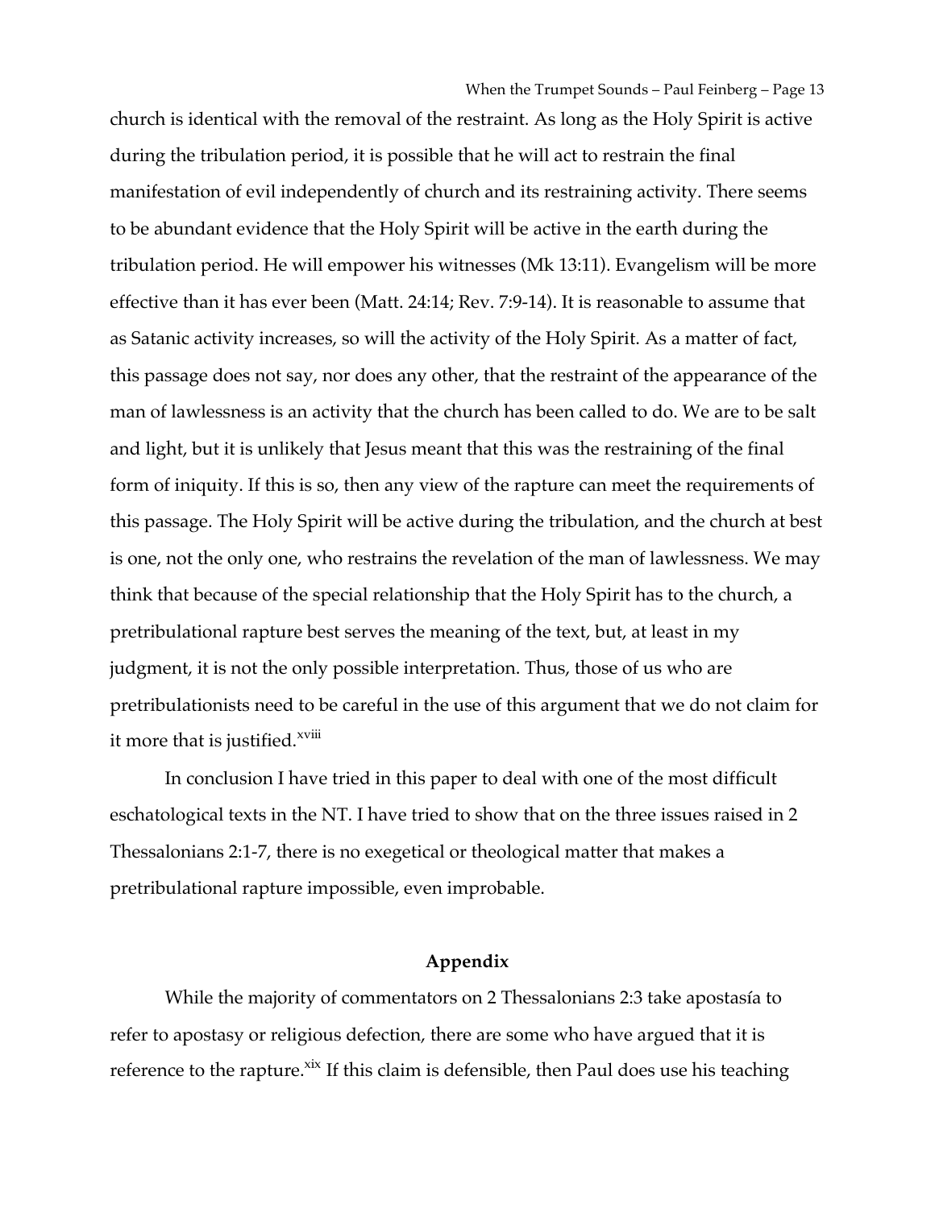church is identical with the removal of the restraint. As long as the Holy Spirit is active during the tribulation period, it is possible that he will act to restrain the final manifestation of evil independently of church and its restraining activity. There seems to be abundant evidence that the Holy Spirit will be active in the earth during the tribulation period. He will empower his witnesses (Mk 13:11). Evangelism will be more effective than it has ever been (Matt. 24:14; Rev. 7:9-14). It is reasonable to assume that as Satanic activity increases, so will the activity of the Holy Spirit. As a matter of fact, this passage does not say, nor does any other, that the restraint of the appearance of the man of lawlessness is an activity that the church has been called to do. We are to be salt and light, but it is unlikely that Jesus meant that this was the restraining of the final form of iniquity. If this is so, then any view of the rapture can meet the requirements of this passage. The Holy Spirit will be active during the tribulation, and the church at best is one, not the only one, who restrains the revelation of the man of lawlessness. We may think that because of the special relationship that the Holy Spirit has to the church, a pretribulational rapture best serves the meaning of the text, but, at least in my judgment, it is not the only possible interpretation. Thus, those of us who are pretribulationists need to be careful in the use of this argument that we do not claim for it more that is justified.[xviii]

In conclusion I have tried in this paper to deal with one of the most difficult eschatological texts in the NT. I have tried to show that on the three issues raised in 2 Thessalonians 2:1-7, there is no exegetical or theological matter that makes a pretribulational rapture impossible, even improbable.

## Appendix

While the majority of commentators on 2 Thessalonians 2:3 take apostasía to refer to apostasy or religious defection, there are some who have argued that it is reference to the rapture.[xix] If this claim is defensible, then Paul does use his teaching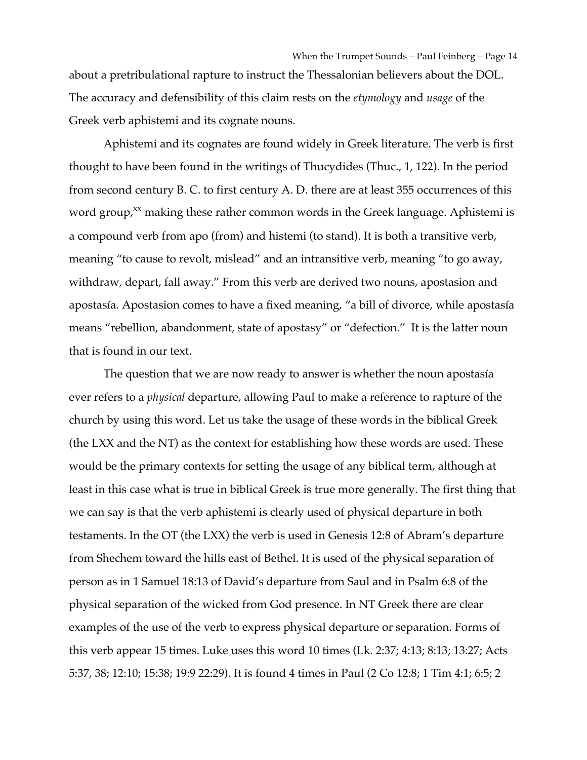about a pretribulational rapture to instruct the Thessalonian believers about the DOL. The accuracy and defensibility of this claim rests on the *etymology* and *usage* of the Greek verb aphistemi and its cognate nouns.

Aphistemi and its cognates are found widely in Greek literature. The verb is first thought to have been found in the writings of Thucydides (Thuc., 1, 122). In the period from second century B. C. to first century A. D. there are at least 355 occurrences of this word group,[xx] making these rather common words in the Greek language. Aphistemi is a compound verb from apo (from) and histemi (to stand). It is both a transitive verb, meaning "to cause to revolt, mislead" and an intransitive verb, meaning "to go away, withdraw, depart, fall away." From this verb are derived two nouns, apostasion and apostasía. Apostasion comes to have a fixed meaning, "a bill of divorce, while apostasía means "rebellion, abandonment, state of apostasy" or "defection." It is the latter noun that is found in our text.

The question that we are now ready to answer is whether the noun apostasía ever refers to a *physical* departure, allowing Paul to make a reference to rapture of the church by using this word. Let us take the usage of these words in the biblical Greek (the LXX and the NT) as the context for establishing how these words are used. These would be the primary contexts for setting the usage of any biblical term, although at least in this case what is true in biblical Greek is true more generally. The first thing that we can say is that the verb aphistemi is clearly used of physical departure in both testaments. In the OT (the LXX) the verb is used in Genesis 12:8 of Abram's departure from Shechem toward the hills east of Bethel. It is used of the physical separation of person as in 1 Samuel 18:13 of David's departure from Saul and in Psalm 6:8 of the physical separation of the wicked from God presence. In NT Greek there are clear examples of the use of the verb to express physical departure or separation. Forms of this verb appear 15 times. Luke uses this word 10 times (Lk. 2:37; 4:13; 8:13; 13:27; Acts 5:37, 38; 12:10; 15:38; 19:9 22:29). It is found 4 times in Paul (2 Co 12:8; 1 Tim 4:1; 6:5; 2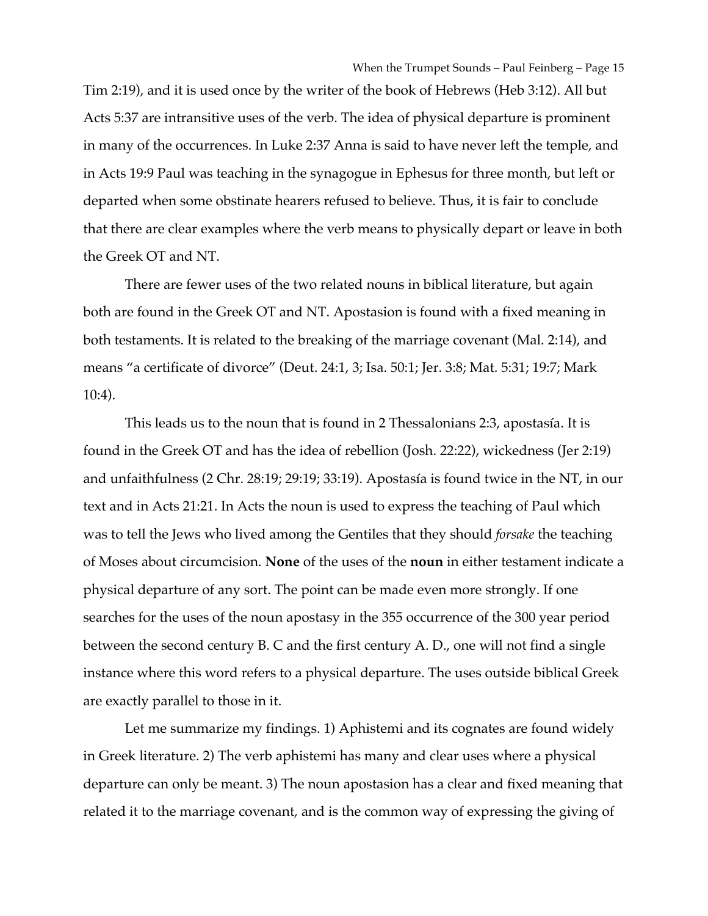Tim 2:19), and it is used once by the writer of the book of Hebrews (Heb 3:12). All but Acts 5:37 are intransitive uses of the verb. The idea of physical departure is prominent in many of the occurrences. In Luke 2:37 Anna is said to have never left the temple, and in Acts 19:9 Paul was teaching in the synagogue in Ephesus for three month, but left or departed when some obstinate hearers refused to believe. Thus, it is fair to conclude that there are clear examples where the verb means to physically depart or leave in both the Greek OT and NT.

There are fewer uses of the two related nouns in biblical literature, but again both are found in the Greek OT and NT. Apostasion is found with a fixed meaning in both testaments. It is related to the breaking of the marriage covenant (Mal. 2:14), and means "a certificate of divorce" (Deut. 24:1, 3; Isa. 50:1; Jer. 3:8; Mat. 5:31; 19:7; Mark 10:4).

This leads us to the noun that is found in 2 Thessalonians 2:3, apostasía. It is found in the Greek OT and has the idea of rebellion (Josh. 22:22), wickedness (Jer 2:19) and unfaithfulness (2 Chr. 28:19; 29:19; 33:19). Apostasía is found twice in the NT, in our text and in Acts 21:21. In Acts the noun is used to express the teaching of Paul which was to tell the Jews who lived among the Gentiles that they should *forsake* the teaching of Moses about circumcision. **None** of the uses of the **noun** in either testament indicate a physical departure of any sort. The point can be made even more strongly. If one searches for the uses of the noun apostasy in the 355 occurrence of the 300 year period between the second century B. C and the first century A. D., one will not find a single instance where this word refers to a physical departure. The uses outside biblical Greek are exactly parallel to those in it.

Let me summarize my findings. 1) Aphistemi and its cognates are found widely in Greek literature. 2) The verb aphistemi has many and clear uses where a physical departure can only be meant. 3) The noun apostasion has a clear and fixed meaning that related it to the marriage covenant, and is the common way of expressing the giving of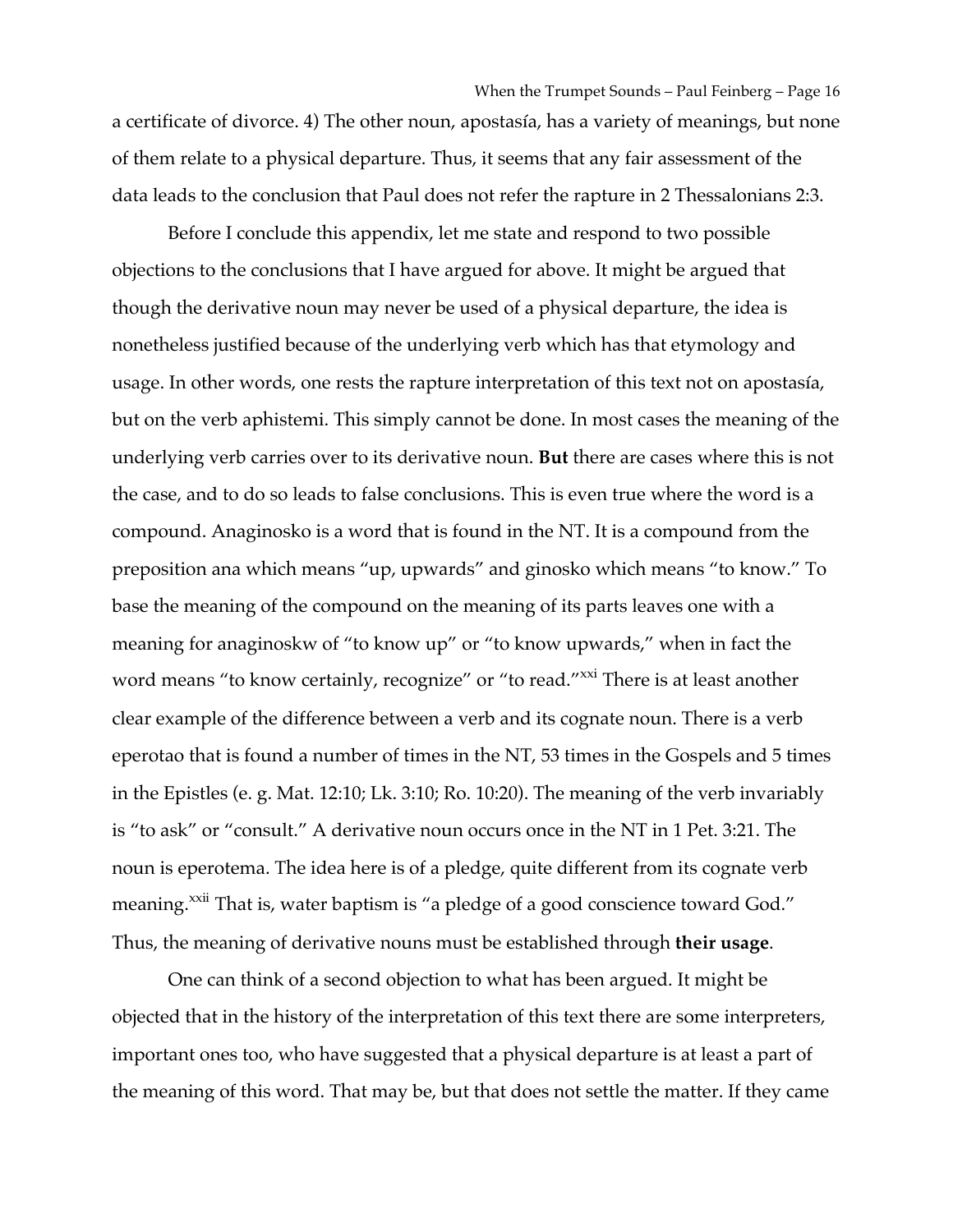a certificate of divorce. 4) The other noun, apostasía, has a variety of meanings, but none of them relate to a physical departure. Thus, it seems that any fair assessment of the data leads to the conclusion that Paul does not refer the rapture in 2 Thessalonians 2:3.

Before I conclude this appendix, let me state and respond to two possible objections to the conclusions that I have argued for above. It might be argued that though the derivative noun may never be used of a physical departure, the idea is nonetheless justified because of the underlying verb which has that etymology and usage. In other words, one rests the rapture interpretation of this text not on apostasía, but on the verb aphistemi. This simply cannot be done. In most cases the meaning of the underlying verb carries over to its derivative noun. **But** there are cases where this is not the case, and to do so leads to false conclusions. This is even true where the word is a compound. Anaginosko is a word that is found in the NT. It is a compound from the preposition ana which means "up, upwards" and ginosko which means "to know." To base the meaning of the compound on the meaning of its parts leaves one with a meaning for anaginoskw of "to know up" or "to know upwards," when in fact the word means "to know certainly, recognize" or "to read."[xxi] There is at least another clear example of the difference between a verb and its cognate noun. There is a verb eperotao that is found a number of times in the NT, 53 times in the Gospels and 5 times in the Epistles (e. g. Mat. 12:10; Lk. 3:10; Ro. 10:20). The meaning of the verb invariably is "to ask" or "consult." A derivative noun occurs once in the NT in 1 Pet. 3:21. The noun is eperotema. The idea here is of a pledge, quite different from its cognate verb meaning.[xxii] That is, water baptism is "a pledge of a good conscience toward God." Thus, the meaning of derivative nouns must be established through **their usage**.

One can think of a second objection to what has been argued. It might be objected that in the history of the interpretation of this text there are some interpreters, important ones too, who have suggested that a physical departure is at least a part of the meaning of this word. That may be, but that does not settle the matter. If they came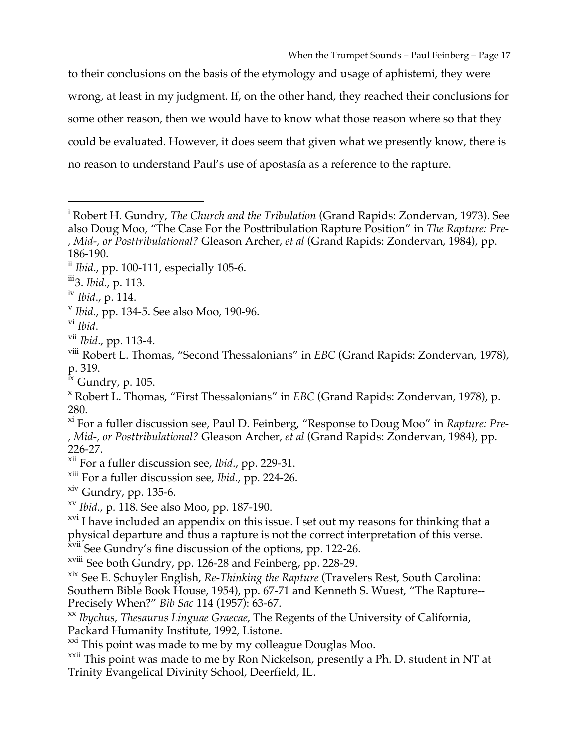to their conclusions on the basis of the etymology and usage of aphistemi, they were wrong, at least in my judgment. If, on the other hand, they reached their conclusions for some other reason, then we would have to know what those reason where so that they could be evaluated. However, it does seem that given what we presently know, there is no reason to understand Paul's use of apostasía as a reference to the rapture.

---

[i] Robert H. Gundry, *The Church and the Tribulation* (Grand Rapids: Zondervan, 1973). See also Doug Moo, "The Case For the Posttribulation Rapture Position" in *The Rapture: Pre-, Mid-, or Posttribulational?* Gleason Archer, *et al* (Grand Rapids: Zondervan, 1984), pp. 186-190.

[ii] *Ibid*., pp. 100-111, especially 105-6.

[iii]3. *Ibid*., p. 113.

[iv] *Ibid*., p. 114.

[v] *Ibid*., pp. 134-5. See also Moo, 190-96.

[vi] *Ibid*.

[vii] *Ibid*., pp. 113-4.

[viii] Robert L. Thomas, "Second Thessalonians" in *EBC* (Grand Rapids: Zondervan, 1978), p. 319.

[ix] Gundry, p. 105.

[x] Robert L. Thomas, "First Thessalonians" in *EBC* (Grand Rapids: Zondervan, 1978), p. 280.

[xi] For a fuller discussion see, Paul D. Feinberg, "Response to Doug Moo" in *Rapture: Pre-, Mid-, or Posttribulational?* Gleason Archer, *et al* (Grand Rapids: Zondervan, 1984), pp. 226-27.

[xii] For a fuller discussion see, *Ibid*., pp. 229-31.

[xiii] For a fuller discussion see, *Ibid*., pp. 224-26.

[xiv] Gundry, pp. 135-6.

[xv] *Ibid*., p. 118. See also Moo, pp. 187-190.

[xvi] I have included an appendix on this issue. I set out my reasons for thinking that a physical departure and thus a rapture is not the correct interpretation of this verse.

[xvii] See Gundry's fine discussion of the options, pp. 122-26.

[xviii] See both Gundry, pp. 126-28 and Feinberg, pp. 228-29.

[xix] See E. Schuyler English, *Re-Thinking the Rapture* (Travelers Rest, South Carolina: Southern Bible Book House, 1954), pp. 67-71 and Kenneth S. Wuest, "The Rapture--Precisely When?" *Bib Sac* 114 (1957): 63-67.

[xx] *Ibychus*, *Thesaurus Linguae Graecae*, The Regents of the University of California, Packard Humanity Institute, 1992, Listone.

[xxi] This point was made to me by my colleague Douglas Moo.

[xxii] This point was made to me by Ron Nickelson, presently a Ph. D. student in NT at Trinity Evangelical Divinity School, Deerfield, IL.